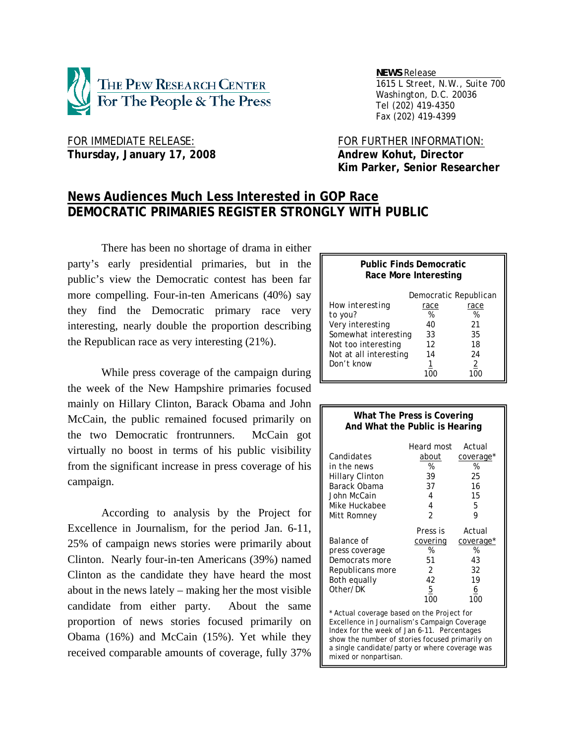**THE PEW RESEARCH CENTER**
**For The People & The Press**

**NEWS** Release
1615 L Street, N.W., Suite 700
Washington, D.C. 20036
Tel (202) 419-4350
Fax (202) 419-4399

FOR IMMEDIATE RELEASE:
**Thursday, January 17, 2008**

FOR FURTHER INFORMATION:
**Andrew Kohut, Director**
**Kim Parker, Senior Researcher**

# News Audiences Much Less Interested in GOP Race
## DEMOCRATIC PRIMARIES REGISTER STRONGLY WITH PUBLIC

There has been no shortage of drama in either party's early presidential primaries, but in the public's view the Democratic contest has been far more compelling. Four-in-ten Americans (40%) say they find the Democratic primary race very interesting, nearly double the proportion describing the Republican race as very interesting (21%).

**Public Finds Democratic Race More Interesting**

| How interesting to you? | Democratic race % | Republican race % |
|---|---|---|
| Very interesting | 40 | 21 |
| Somewhat interesting | 33 | 35 |
| Not too interesting | 12 | 18 |
| Not at all interesting | 14 | 24 |
| Don't know | 1 | 2 |
| | 100 | 100 |

While press coverage of the campaign during the week of the New Hampshire primaries focused mainly on Hillary Clinton, Barack Obama and John McCain, the public remained focused primarily on the two Democratic frontrunners. McCain got virtually no boost in terms of his public visibility from the significant increase in press coverage of his campaign.

According to analysis by the Project for Excellence in Journalism, for the period Jan. 6-11, 25% of campaign news stories were primarily about Clinton. Nearly four-in-ten Americans (39%) named Clinton as the candidate they have heard the most about in the news lately – making her the most visible candidate from either party. About the same proportion of news stories focused primarily on Obama (16%) and McCain (15%). Yet while they received comparable amounts of coverage, fully 37%

**What The Press is Covering And What the Public is Hearing**

| Candidates in the news | Heard most about % | Actual coverage* % |
|---|---|---|
| Hillary Clinton | 39 | 25 |
| Barack Obama | 37 | 16 |
| John McCain | 4 | 15 |
| Mike Huckabee | 4 | 5 |
| Mitt Romney | 2 | 9 |

| Balance of press coverage | Press is covering % | Actual coverage* % |
|---|---|---|
| Democrats more | 51 | 43 |
| Republicans more | 2 | 32 |
| Both equally | 42 | 19 |
| Other/DK | 5 | 6 |
| | 100 | 100 |

\* Actual coverage based on the Project for Excellence in Journalism's Campaign Coverage Index for the week of Jan 6-11. Percentages show the number of stories focused primarily on a single candidate/party or where coverage was mixed or nonpartisan.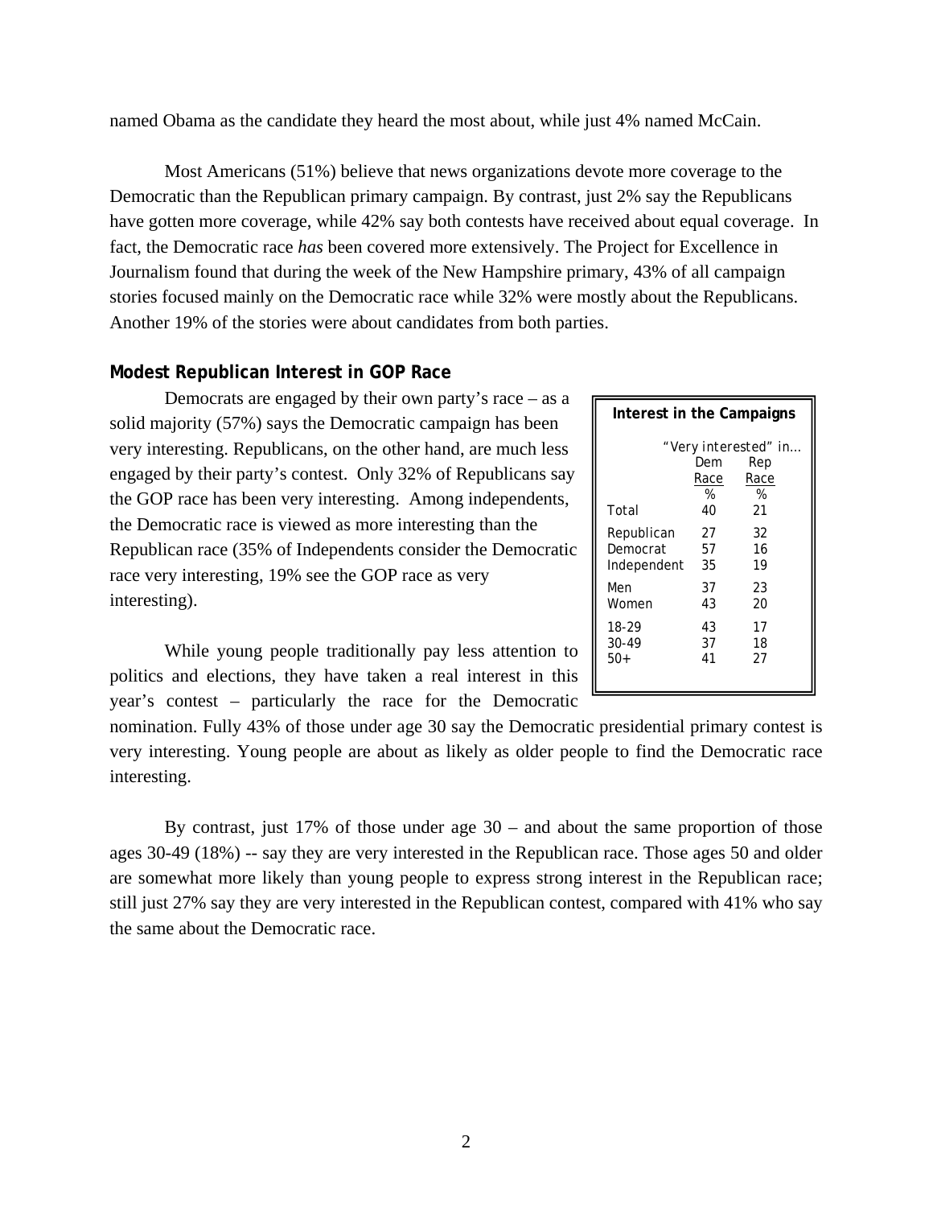named Obama as the candidate they heard the most about, while just 4% named McCain.

Most Americans (51%) believe that news organizations devote more coverage to the Democratic than the Republican primary campaign. By contrast, just 2% say the Republicans have gotten more coverage, while 42% say both contests have received about equal coverage. In fact, the Democratic race *has* been covered more extensively. The Project for Excellence in Journalism found that during the week of the New Hampshire primary, 43% of all campaign stories focused mainly on the Democratic race while 32% were mostly about the Republicans. Another 19% of the stories were about candidates from both parties.

## Modest Republican Interest in GOP Race

Democrats are engaged by their own party's race – as a solid majority (57%) says the Democratic campaign has been very interesting. Republicans, on the other hand, are much less engaged by their party's contest. Only 32% of Republicans say the GOP race has been very interesting. Among independents, the Democratic race is viewed as more interesting than the Republican race (35% of Independents consider the Democratic race very interesting, 19% see the GOP race as very interesting).

**Interest in the Campaigns**

| | "Very interested" in… | |
|---|---|---|
| | Dem Race | Rep Race |
| | % | % |
| Total | 40 | 21 |
| Republican | 27 | 32 |
| Democrat | 57 | 16 |
| Independent | 35 | 19 |
| Men | 37 | 23 |
| Women | 43 | 20 |
| 18-29 | 43 | 17 |
| 30-49 | 37 | 18 |
| 50+ | 41 | 27 |

While young people traditionally pay less attention to politics and elections, they have taken a real interest in this year's contest – particularly the race for the Democratic nomination. Fully 43% of those under age 30 say the Democratic presidential primary contest is very interesting. Young people are about as likely as older people to find the Democratic race interesting.

By contrast, just 17% of those under age 30 – and about the same proportion of those ages 30-49 (18%) -- say they are very interested in the Republican race. Those ages 50 and older are somewhat more likely than young people to express strong interest in the Republican race; still just 27% say they are very interested in the Republican contest, compared with 41% who say the same about the Democratic race.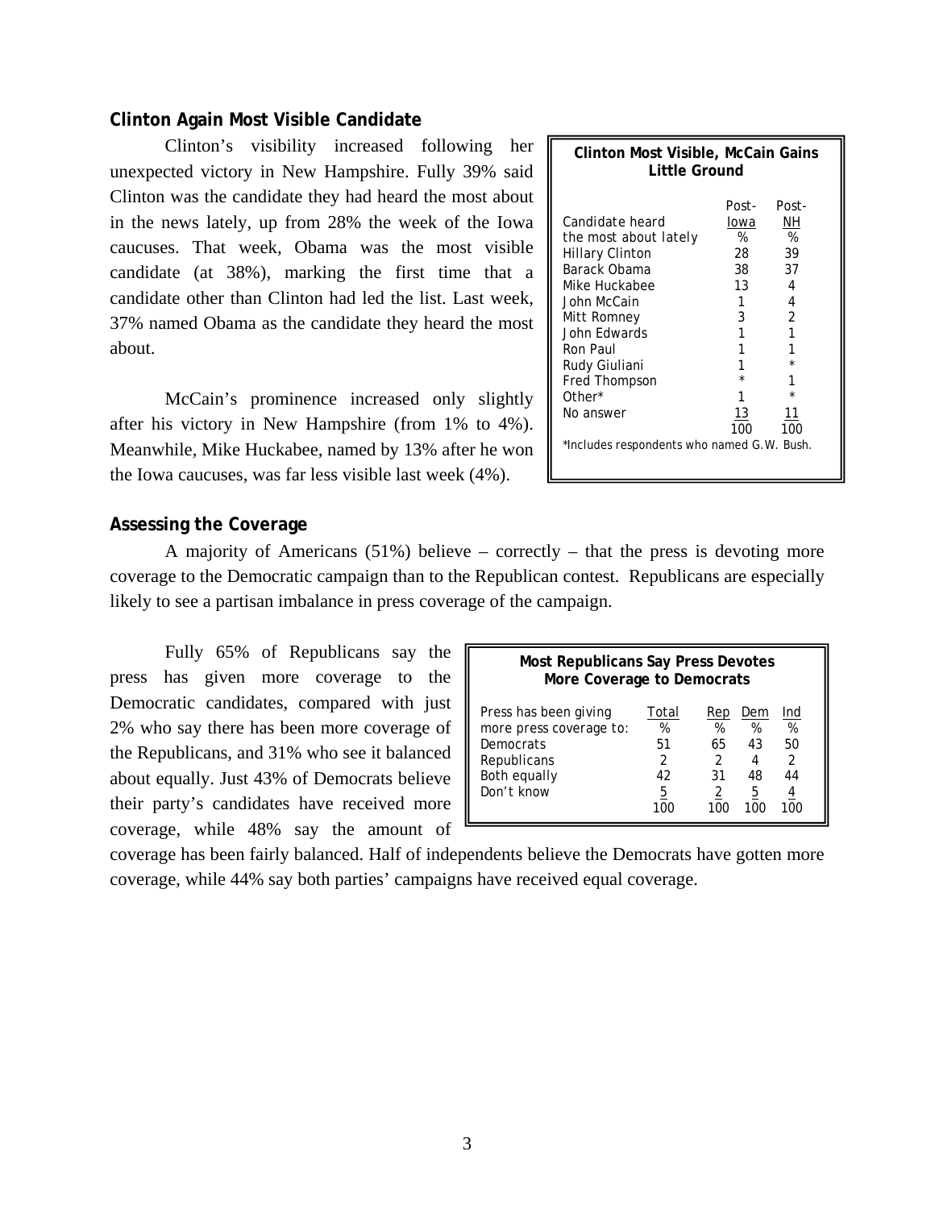## Clinton Again Most Visible Candidate

Clinton's visibility increased following her unexpected victory in New Hampshire. Fully 39% said Clinton was the candidate they had heard the most about in the news lately, up from 28% the week of the Iowa caucuses. That week, Obama was the most visible candidate (at 38%), marking the first time that a candidate other than Clinton had led the list. Last week, 37% named Obama as the candidate they heard the most about.

McCain's prominence increased only slightly after his victory in New Hampshire (from 1% to 4%). Meanwhile, Mike Huckabee, named by 13% after he won the Iowa caucuses, was far less visible last week (4%).

**Clinton Most Visible, McCain Gains Little Ground**

| Candidate heard the most about lately | Post-Iowa % | Post-NH % |
|---|---|---|
| Hillary Clinton | 28 | 39 |
| Barack Obama | 38 | 37 |
| Mike Huckabee | 13 | 4 |
| John McCain | 1 | 4 |
| Mitt Romney | 3 | 2 |
| John Edwards | 1 | 1 |
| Ron Paul | 1 | 1 |
| Rudy Giuliani | 1 | * |
| Fred Thompson | * | 1 |
| Other* | 1 | * |
| No answer | 13 | 11 |
| | 100 | 100 |

*Includes respondents who named G.W. Bush.

## Assessing the Coverage

A majority of Americans (51%) believe – correctly – that the press is devoting more coverage to the Democratic campaign than to the Republican contest. Republicans are especially likely to see a partisan imbalance in press coverage of the campaign.

Fully 65% of Republicans say the press has given more coverage to the Democratic candidates, compared with just 2% who say there has been more coverage of the Republicans, and 31% who see it balanced about equally. Just 43% of Democrats believe their party's candidates have received more coverage, while 48% say the amount of coverage has been fairly balanced. Half of independents believe the Democrats have gotten more coverage, while 44% say both parties' campaigns have received equal coverage.

**Most Republicans Say Press Devotes More Coverage to Democrats**

| Press has been giving more press coverage to: | Total % | Rep % | Dem % | Ind % |
|---|---|---|---|---|
| Democrats | 51 | 65 | 43 | 50 |
| Republicans | 2 | 2 | 4 | 2 |
| Both equally | 42 | 31 | 48 | 44 |
| Don't know | 5 | 2 | 5 | 4 |
| | 100 | 100 | 100 | 100 |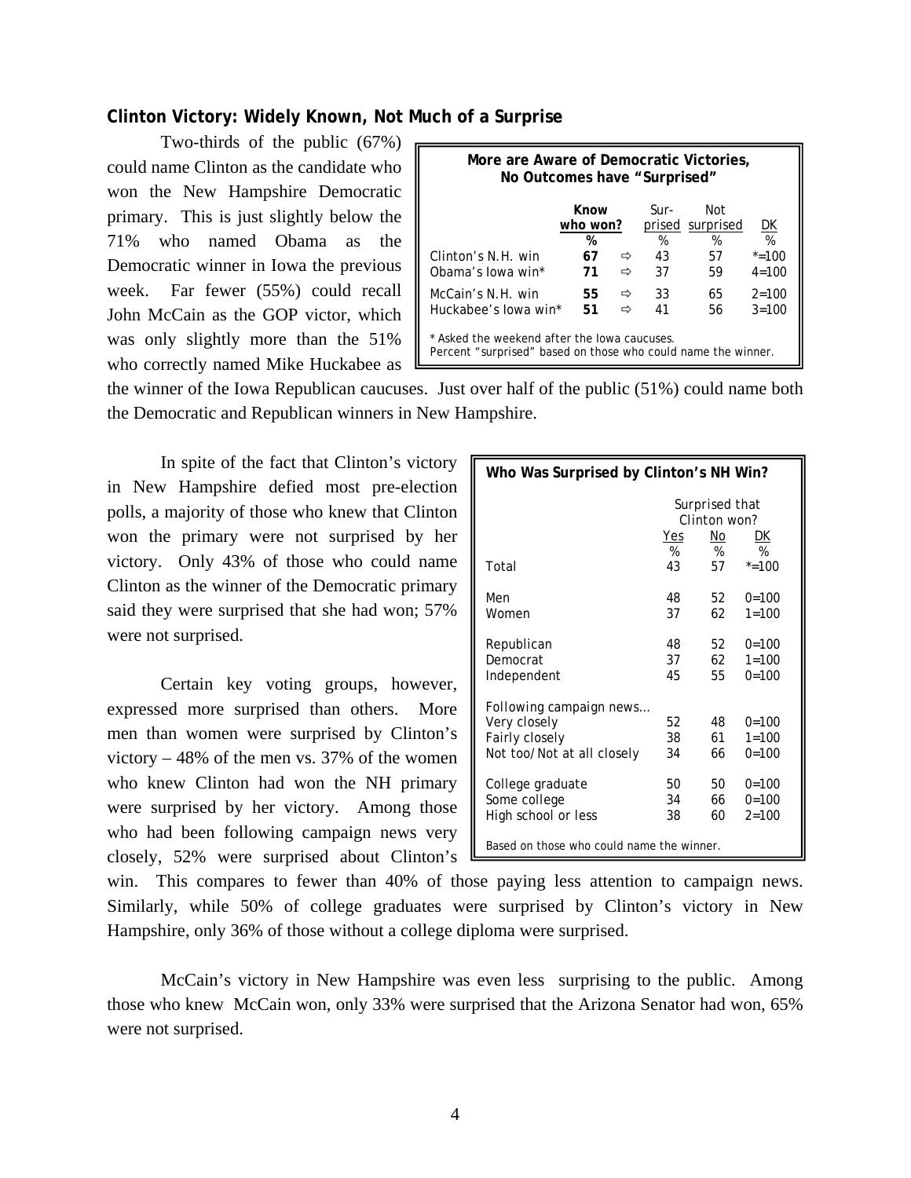### Clinton Victory: Widely Known, Not Much of a Surprise

Two-thirds of the public (67%) could name Clinton as the candidate who won the New Hampshire Democratic primary. This is just slightly below the 71% who named Obama as the Democratic winner in Iowa the previous week. Far fewer (55%) could recall John McCain as the GOP victor, which was only slightly more than the 51% who correctly named Mike Huckabee as the winner of the Iowa Republican caucuses. Just over half of the public (51%) could name both the Democratic and Republican winners in New Hampshire.

**More are Aware of Democratic Victories, No Outcomes have "Surprised"**

| | Know who won? | | Sur-prised | Not surprised | DK |
|---|---|---|---|---|---|
| | % | | % | % | % |
| Clinton's N.H. win | **67** | ⇨ | 43 | 57 | *=100 |
| Obama's Iowa win* | **71** | ⇨ | 37 | 59 | 4=100 |
| McCain's N.H. win | **55** | ⇨ | 33 | 65 | 2=100 |
| Huckabee's Iowa win* | **51** | ⇨ | 41 | 56 | 3=100 |

\* Asked the weekend after the Iowa caucuses.
Percent "surprised" based on those who could name the winner.

In spite of the fact that Clinton's victory in New Hampshire defied most pre-election polls, a majority of those who knew that Clinton won the primary were not surprised by her victory. Only 43% of those who could name Clinton as the winner of the Democratic primary said they were surprised that she had won; 57% were not surprised.

Certain key voting groups, however, expressed more surprised than others. More men than women were surprised by Clinton's victory – 48% of the men vs. 37% of the women who knew Clinton had won the NH primary were surprised by her victory. Among those who had been following campaign news very closely, 52% were surprised about Clinton's win. This compares to fewer than 40% of those paying less attention to campaign news. Similarly, while 50% of college graduates were surprised by Clinton's victory in New Hampshire, only 36% of those without a college diploma were surprised.

**Who Was Surprised by Clinton's NH Win?**

| | Surprised that Clinton won? | | |
|---|---|---|---|
| | Yes | No | DK |
| | % | % | % |
| Total | 43 | 57 | *=100 |
| Men | 48 | 52 | 0=100 |
| Women | 37 | 62 | 1=100 |
| Republican | 48 | 52 | 0=100 |
| Democrat | 37 | 62 | 1=100 |
| Independent | 45 | 55 | 0=100 |
| Following campaign news... | | | |
| Very closely | 52 | 48 | 0=100 |
| Fairly closely | 38 | 61 | 1=100 |
| Not too/Not at all closely | 34 | 66 | 0=100 |
| College graduate | 50 | 50 | 0=100 |
| Some college | 34 | 66 | 0=100 |
| High school or less | 38 | 60 | 2=100 |

Based on those who could name the winner.

McCain's victory in New Hampshire was even less surprising to the public. Among those who knew McCain won, only 33% were surprised that the Arizona Senator had won, 65% were not surprised.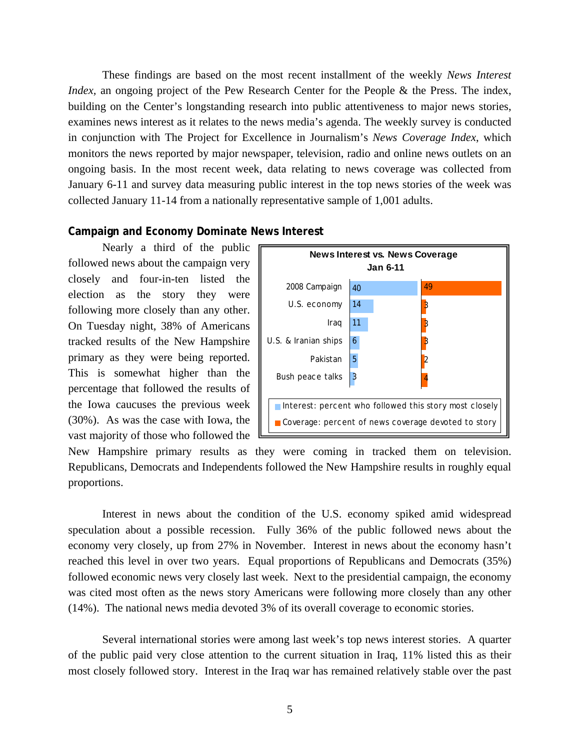These findings are based on the most recent installment of the weekly *News Interest Index,* an ongoing project of the Pew Research Center for the People & the Press. The index, building on the Center's longstanding research into public attentiveness to major news stories, examines news interest as it relates to the news media's agenda. The weekly survey is conducted in conjunction with The Project for Excellence in Journalism's *News Coverage Index*, which monitors the news reported by major newspaper, television, radio and online news outlets on an ongoing basis. In the most recent week, data relating to news coverage was collected from January 6-11 and survey data measuring public interest in the top news stories of the week was collected January 11-14 from a nationally representative sample of 1,001 adults.

## Campaign and Economy Dominate News Interest

**News Interest vs. News Coverage**
**Jan 6-11**

| | Interest: percent who followed this story most closely | Coverage: percent of news coverage devoted to story |
|---|---|---|
| 2008 Campaign | 40 | 49 |
| U.S. economy | 14 | 3 |
| Iraq | 11 | 3 |
| U.S. & Iranian ships | 6 | 3 |
| Pakistan | 5 | 2 |
| Bush peace talks | 3 | 4 |

Nearly a third of the public followed news about the campaign very closely and four-in-ten listed the election as the story they were following more closely than any other. On Tuesday night, 38% of Americans tracked results of the New Hampshire primary as they were being reported. This is somewhat higher than the percentage that followed the results of the Iowa caucuses the previous week (30%). As was the case with Iowa, the vast majority of those who followed the New Hampshire primary results as they were coming in tracked them on television. Republicans, Democrats and Independents followed the New Hampshire results in roughly equal proportions.

Interest in news about the condition of the U.S. economy spiked amid widespread speculation about a possible recession. Fully 36% of the public followed news about the economy very closely, up from 27% in November. Interest in news about the economy hasn't reached this level in over two years. Equal proportions of Republicans and Democrats (35%) followed economic news very closely last week. Next to the presidential campaign, the economy was cited most often as the news story Americans were following more closely than any other (14%). The national news media devoted 3% of its overall coverage to economic stories.

Several international stories were among last week's top news interest stories. A quarter of the public paid very close attention to the current situation in Iraq, 11% listed this as their most closely followed story. Interest in the Iraq war has remained relatively stable over the past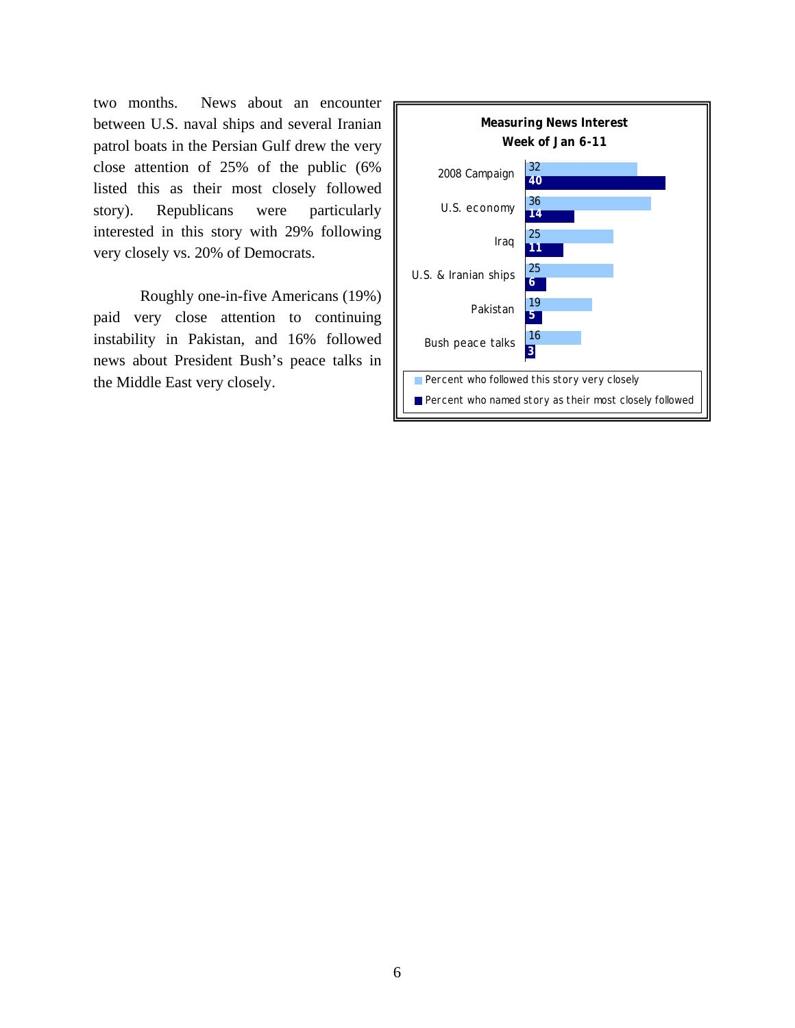two months. News about an encounter between U.S. naval ships and several Iranian patrol boats in the Persian Gulf drew the very close attention of 25% of the public (6% listed this as their most closely followed story). Republicans were particularly interested in this story with 29% following very closely vs. 20% of Democrats.

Roughly one-in-five Americans (19%) paid very close attention to continuing instability in Pakistan, and 16% followed news about President Bush's peace talks in the Middle East very closely.

**Measuring News Interest**
**Week of Jan 6-11**

| | Percent who followed this story very closely | Percent who named story as their most closely followed |
|---|---|---|
| 2008 Campaign | 32 | 40 |
| U.S. economy | 36 | 14 |
| Iraq | 25 | 11 |
| U.S. & Iranian ships | 25 | 6 |
| Pakistan | 19 | 5 |
| Bush peace talks | 16 | 3 |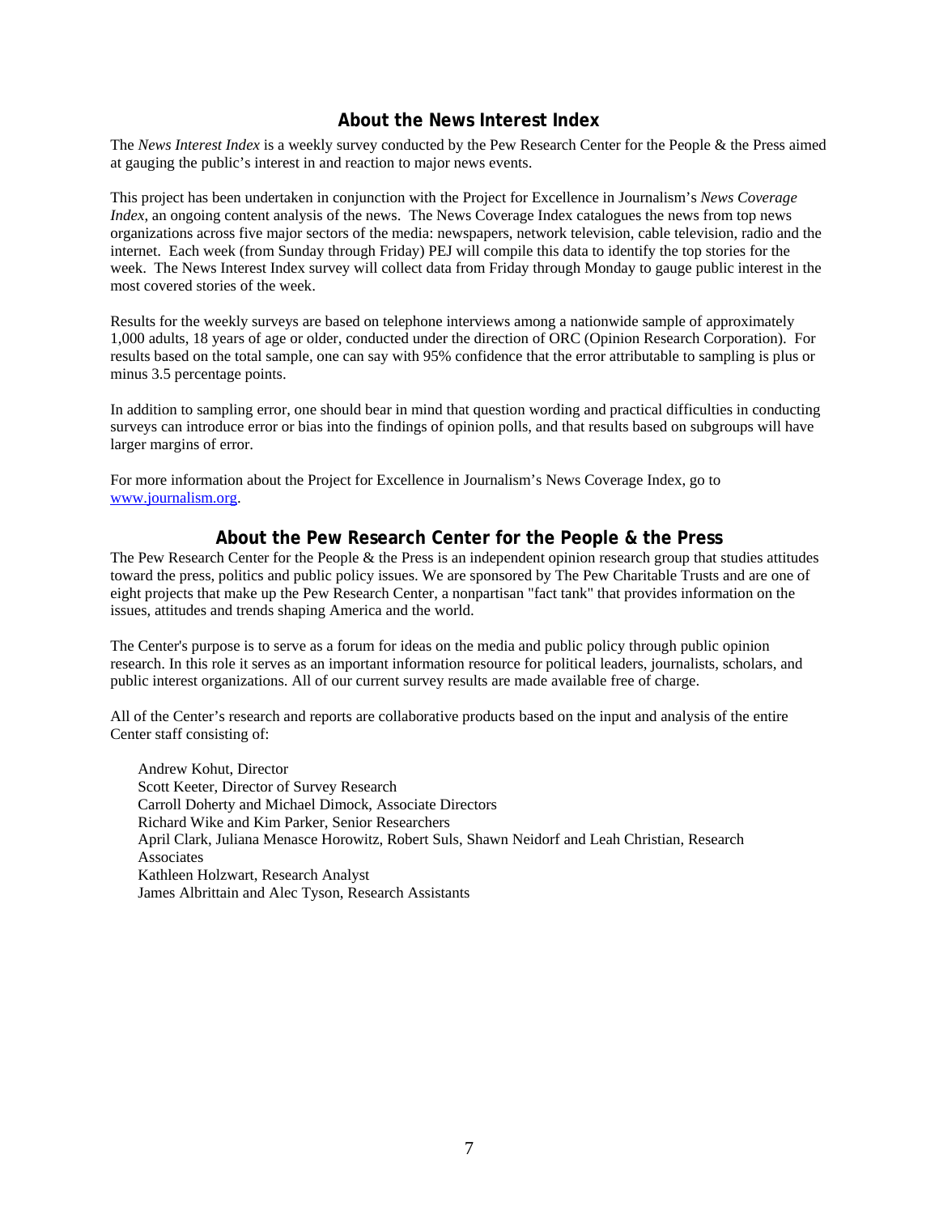## About the News Interest Index

The *News Interest Index* is a weekly survey conducted by the Pew Research Center for the People & the Press aimed at gauging the public's interest in and reaction to major news events.

This project has been undertaken in conjunction with the Project for Excellence in Journalism's *News Coverage Index*, an ongoing content analysis of the news. The News Coverage Index catalogues the news from top news organizations across five major sectors of the media: newspapers, network television, cable television, radio and the internet. Each week (from Sunday through Friday) PEJ will compile this data to identify the top stories for the week. The News Interest Index survey will collect data from Friday through Monday to gauge public interest in the most covered stories of the week.

Results for the weekly surveys are based on telephone interviews among a nationwide sample of approximately 1,000 adults, 18 years of age or older, conducted under the direction of ORC (Opinion Research Corporation). For results based on the total sample, one can say with 95% confidence that the error attributable to sampling is plus or minus 3.5 percentage points.

In addition to sampling error, one should bear in mind that question wording and practical difficulties in conducting surveys can introduce error or bias into the findings of opinion polls, and that results based on subgroups will have larger margins of error.

For more information about the Project for Excellence in Journalism's News Coverage Index, go to [www.journalism.org](http://www.journalism.org).

## About the Pew Research Center for the People & the Press

The Pew Research Center for the People & the Press is an independent opinion research group that studies attitudes toward the press, politics and public policy issues. We are sponsored by The Pew Charitable Trusts and are one of eight projects that make up the Pew Research Center, a nonpartisan "fact tank" that provides information on the issues, attitudes and trends shaping America and the world.

The Center's purpose is to serve as a forum for ideas on the media and public policy through public opinion research. In this role it serves as an important information resource for political leaders, journalists, scholars, and public interest organizations. All of our current survey results are made available free of charge.

All of the Center's research and reports are collaborative products based on the input and analysis of the entire Center staff consisting of:

Andrew Kohut, Director
Scott Keeter, Director of Survey Research
Carroll Doherty and Michael Dimock, Associate Directors
Richard Wike and Kim Parker, Senior Researchers
April Clark, Juliana Menasce Horowitz, Robert Suls, Shawn Neidorf and Leah Christian, Research Associates
Kathleen Holzwart, Research Analyst
James Albrittain and Alec Tyson, Research Assistants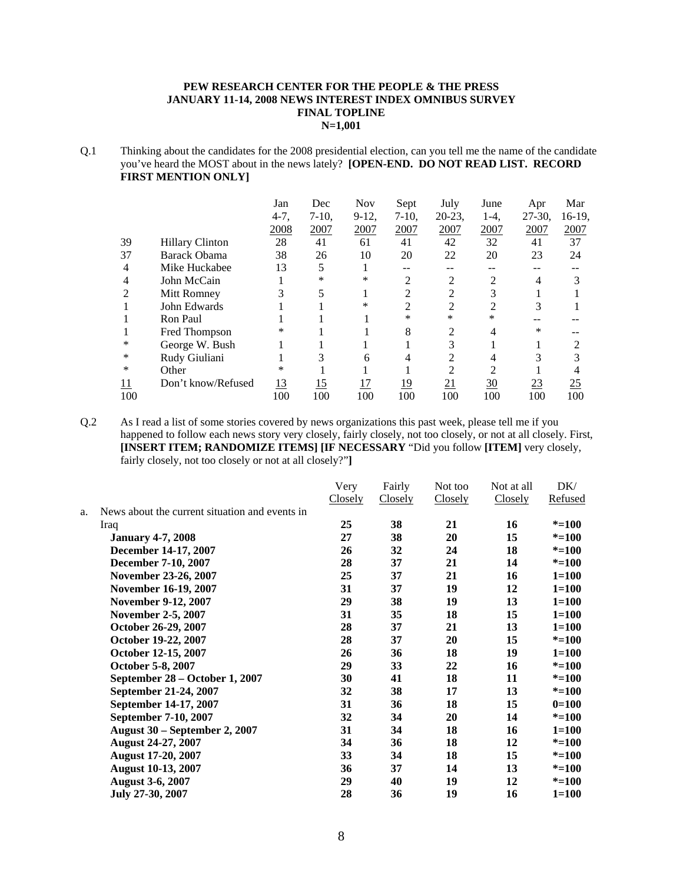**PEW RESEARCH CENTER FOR THE PEOPLE & THE PRESS**
**JANUARY 11-14, 2008 NEWS INTEREST INDEX OMNIBUS SURVEY**
**FINAL TOPLINE**
**N=1,001**

Q.1 Thinking about the candidates for the 2008 presidential election, can you tell me the name of the candidate you've heard the MOST about in the news lately? **[OPEN-END. DO NOT READ LIST. RECORD FIRST MENTION ONLY]**

| | | Jan 4-7, 2008 | Dec 7-10, 2007 | Nov 9-12, 2007 | Sept 7-10, 2007 | July 20-23, 2007 | June 1-4, 2007 | Apr 27-30, 2007 | Mar 16-19, 2007 |
|---|---|---|---|---|---|---|---|---|---|
| 39 | Hillary Clinton | 28 | 41 | 61 | 41 | 42 | 32 | 41 | 37 |
| 37 | Barack Obama | 38 | 26 | 10 | 20 | 22 | 20 | 23 | 24 |
| 4 | Mike Huckabee | 13 | 5 | 1 | -- | -- | -- | -- | -- |
| 4 | John McCain | 1 | * | * | 2 | 2 | 2 | 4 | 3 |
| 2 | Mitt Romney | 3 | 5 | 1 | 2 | 2 | 3 | 1 | 1 |
| 1 | John Edwards | 1 | 1 | * | 2 | 2 | 2 | 3 | 1 |
| 1 | Ron Paul | 1 | 1 | 1 | * | * | * | -- | -- |
| 1 | Fred Thompson | * | 1 | 1 | 8 | 2 | 4 | * | -- |
| * | George W. Bush | 1 | 1 | 1 | 1 | 3 | 1 | 1 | 2 |
| * | Rudy Giuliani | 1 | 3 | 6 | 4 | 2 | 4 | 3 | 3 |
| * | Other | * | 1 | 1 | 1 | 2 | 2 | 1 | 4 |
| 11 | Don't know/Refused | 13 | 15 | 17 | 19 | 21 | 30 | 23 | 25 |
| 100 | | 100 | 100 | 100 | 100 | 100 | 100 | 100 | 100 |

Q.2 As I read a list of some stories covered by news organizations this past week, please tell me if you happened to follow each news story very closely, fairly closely, not too closely, or not at all closely. First, **[INSERT ITEM; RANDOMIZE ITEMS] [IF NECESSARY** "Did you follow **[ITEM]** very closely, fairly closely, not too closely or not at all closely?"**]**

| | Very Closely | Fairly Closely | Not too Closely | Not at all Closely | DK/ Refused |
|---|---|---|---|---|---|
| a. News about the current situation and events in Iraq | **25** | **38** | **21** | **16** | ***=100** |
| **January 4-7, 2008** | **27** | **38** | **20** | **15** | ***=100** |
| **December 14-17, 2007** | **26** | **32** | **24** | **18** | ***=100** |
| **December 7-10, 2007** | **28** | **37** | **21** | **14** | ***=100** |
| **November 23-26, 2007** | **25** | **37** | **21** | **16** | **1=100** |
| **November 16-19, 2007** | **31** | **37** | **19** | **12** | **1=100** |
| **November 9-12, 2007** | **29** | **38** | **19** | **13** | **1=100** |
| **November 2-5, 2007** | **31** | **35** | **18** | **15** | **1=100** |
| **October 26-29, 2007** | **28** | **37** | **21** | **13** | **1=100** |
| **October 19-22, 2007** | **28** | **37** | **20** | **15** | ***=100** |
| **October 12-15, 2007** | **26** | **36** | **18** | **19** | **1=100** |
| **October 5-8, 2007** | **29** | **33** | **22** | **16** | ***=100** |
| **September 28 – October 1, 2007** | **30** | **41** | **18** | **11** | ***=100** |
| **September 21-24, 2007** | **32** | **38** | **17** | **13** | ***=100** |
| **September 14-17, 2007** | **31** | **36** | **18** | **15** | **0=100** |
| **September 7-10, 2007** | **32** | **34** | **20** | **14** | ***=100** |
| **August 30 – September 2, 2007** | **31** | **34** | **18** | **16** | **1=100** |
| **August 24-27, 2007** | **34** | **36** | **18** | **12** | ***=100** |
| **August 17-20, 2007** | **33** | **34** | **18** | **15** | ***=100** |
| **August 10-13, 2007** | **36** | **37** | **14** | **13** | ***=100** |
| **August 3-6, 2007** | **29** | **40** | **19** | **12** | ***=100** |
| **July 27-30, 2007** | **28** | **36** | **19** | **16** | **1=100** |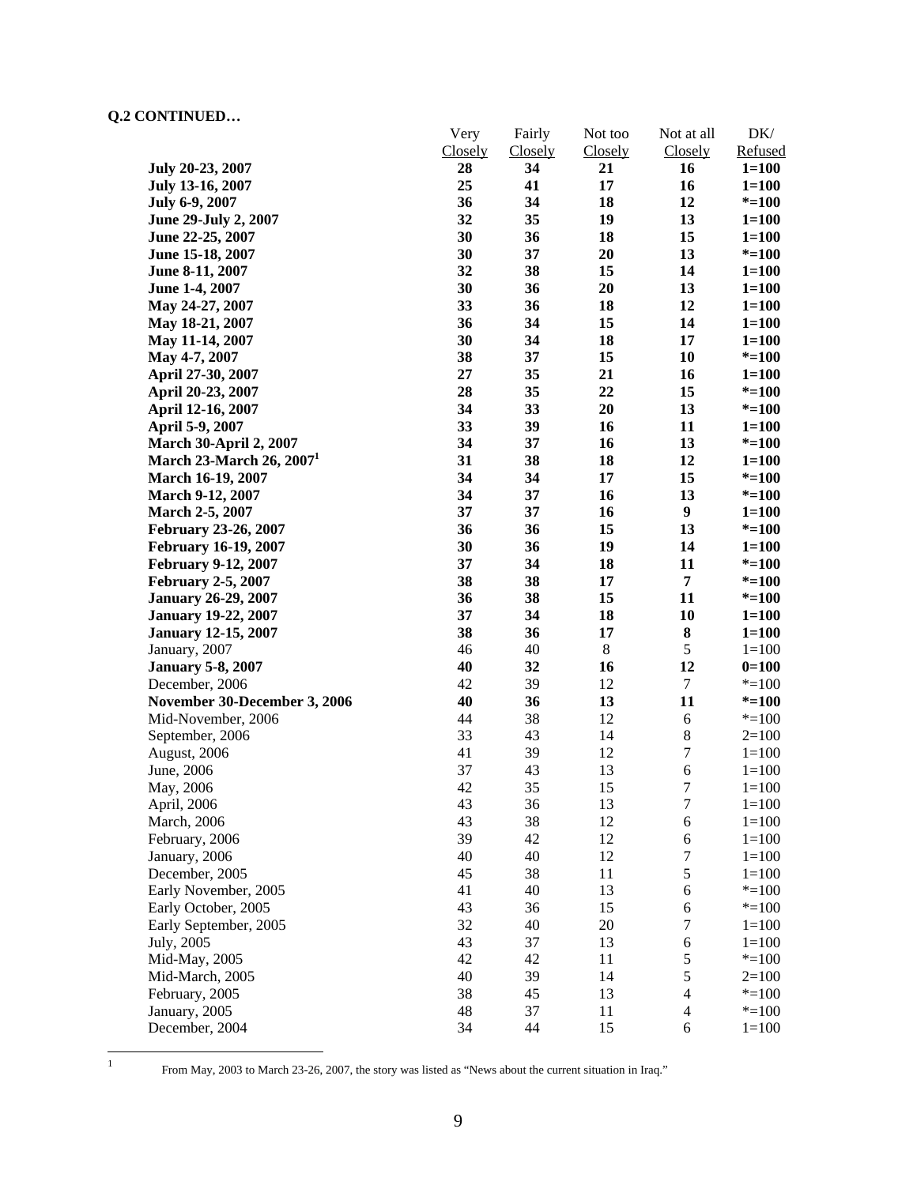**Q.2 CONTINUED…**

| | Very Closely | Fairly Closely | Not too Closely | Not at all Closely | DK/ Refused |
|---|---|---|---|---|---|
| **July 20-23, 2007** | **28** | **34** | **21** | **16** | **1=100** |
| **July 13-16, 2007** | **25** | **41** | **17** | **16** | **1=100** |
| **July 6-9, 2007** | **36** | **34** | **18** | **12** | ***=100** |
| **June 29-July 2, 2007** | **32** | **35** | **19** | **13** | **1=100** |
| **June 22-25, 2007** | **30** | **36** | **18** | **15** | **1=100** |
| **June 15-18, 2007** | **30** | **37** | **20** | **13** | ***=100** |
| **June 8-11, 2007** | **32** | **38** | **15** | **14** | **1=100** |
| **June 1-4, 2007** | **30** | **36** | **20** | **13** | **1=100** |
| **May 24-27, 2007** | **33** | **36** | **18** | **12** | **1=100** |
| **May 18-21, 2007** | **36** | **34** | **15** | **14** | **1=100** |
| **May 11-14, 2007** | **30** | **34** | **18** | **17** | **1=100** |
| **May 4-7, 2007** | **38** | **37** | **15** | **10** | ***=100** |
| **April 27-30, 2007** | **27** | **35** | **21** | **16** | **1=100** |
| **April 20-23, 2007** | **28** | **35** | **22** | **15** | ***=100** |
| **April 12-16, 2007** | **34** | **33** | **20** | **13** | ***=100** |
| **April 5-9, 2007** | **33** | **39** | **16** | **11** | **1=100** |
| **March 30-April 2, 2007** | **34** | **37** | **16** | **13** | ***=100** |
| **March 23-March 26, 2007[1]** | **31** | **38** | **18** | **12** | **1=100** |
| **March 16-19, 2007** | **34** | **34** | **17** | **15** | ***=100** |
| **March 9-12, 2007** | **34** | **37** | **16** | **13** | ***=100** |
| **March 2-5, 2007** | **37** | **37** | **16** | **9** | **1=100** |
| **February 23-26, 2007** | **36** | **36** | **15** | **13** | ***=100** |
| **February 16-19, 2007** | **30** | **36** | **19** | **14** | **1=100** |
| **February 9-12, 2007** | **37** | **34** | **18** | **11** | ***=100** |
| **February 2-5, 2007** | **38** | **38** | **17** | **7** | ***=100** |
| **January 26-29, 2007** | **36** | **38** | **15** | **11** | ***=100** |
| **January 19-22, 2007** | **37** | **34** | **18** | **10** | **1=100** |
| **January 12-15, 2007** | **38** | **36** | **17** | **8** | **1=100** |
| January, 2007 | 46 | 40 | 8 | 5 | 1=100 |
| **January 5-8, 2007** | **40** | **32** | **16** | **12** | **0=100** |
| December, 2006 | 42 | 39 | 12 | 7 | *=100 |
| **November 30-December 3, 2006** | **40** | **36** | **13** | **11** | ***=100** |
| Mid-November, 2006 | 44 | 38 | 12 | 6 | *=100 |
| September, 2006 | 33 | 43 | 14 | 8 | 2=100 |
| August, 2006 | 41 | 39 | 12 | 7 | 1=100 |
| June, 2006 | 37 | 43 | 13 | 6 | 1=100 |
| May, 2006 | 42 | 35 | 15 | 7 | 1=100 |
| April, 2006 | 43 | 36 | 13 | 7 | 1=100 |
| March, 2006 | 43 | 38 | 12 | 6 | 1=100 |
| February, 2006 | 39 | 42 | 12 | 6 | 1=100 |
| January, 2006 | 40 | 40 | 12 | 7 | 1=100 |
| December, 2005 | 45 | 38 | 11 | 5 | 1=100 |
| Early November, 2005 | 41 | 40 | 13 | 6 | *=100 |
| Early October, 2005 | 43 | 36 | 15 | 6 | *=100 |
| Early September, 2005 | 32 | 40 | 20 | 7 | 1=100 |
| July, 2005 | 43 | 37 | 13 | 6 | 1=100 |
| Mid-May, 2005 | 42 | 42 | 11 | 5 | *=100 |
| Mid-March, 2005 | 40 | 39 | 14 | 5 | 2=100 |
| February, 2005 | 38 | 45 | 13 | 4 | *=100 |
| January, 2005 | 48 | 37 | 11 | 4 | *=100 |
| December, 2004 | 34 | 44 | 15 | 6 | 1=100 |

[1] From May, 2003 to March 23-26, 2007, the story was listed as "News about the current situation in Iraq."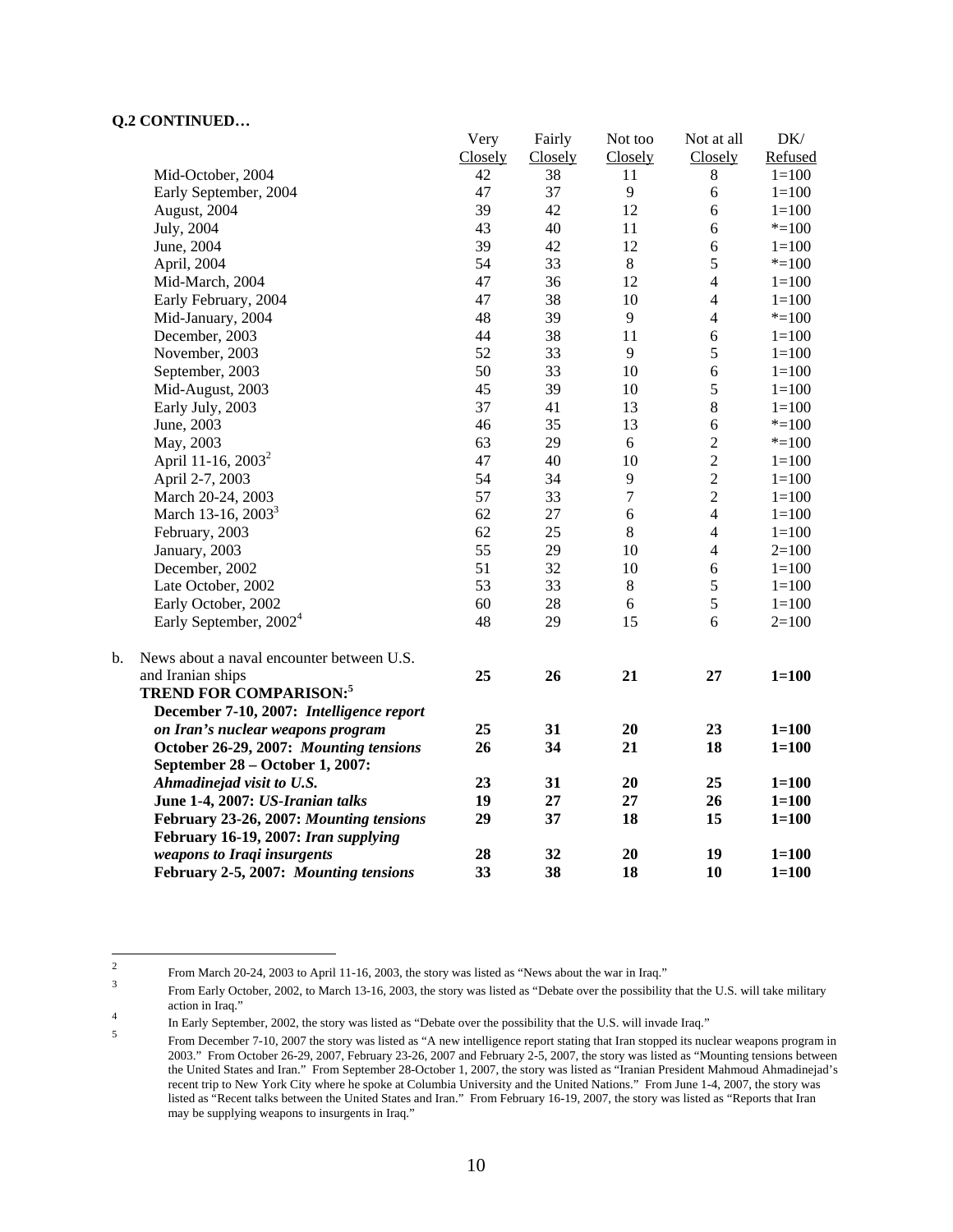**Q.2 CONTINUED…**

| | Very Closely | Fairly Closely | Not too Closely | Not at all Closely | DK/ Refused |
|---|---|---|---|---|---|
| Mid-October, 2004 | 42 | 38 | 11 | 8 | 1=100 |
| Early September, 2004 | 47 | 37 | 9 | 6 | 1=100 |
| August, 2004 | 39 | 42 | 12 | 6 | 1=100 |
| July, 2004 | 43 | 40 | 11 | 6 | *=100 |
| June, 2004 | 39 | 42 | 12 | 6 | 1=100 |
| April, 2004 | 54 | 33 | 8 | 5 | *=100 |
| Mid-March, 2004 | 47 | 36 | 12 | 4 | 1=100 |
| Early February, 2004 | 47 | 38 | 10 | 4 | 1=100 |
| Mid-January, 2004 | 48 | 39 | 9 | 4 | *=100 |
| December, 2003 | 44 | 38 | 11 | 6 | 1=100 |
| November, 2003 | 52 | 33 | 9 | 5 | 1=100 |
| September, 2003 | 50 | 33 | 10 | 6 | 1=100 |
| Mid-August, 2003 | 45 | 39 | 10 | 5 | 1=100 |
| Early July, 2003 | 37 | 41 | 13 | 8 | 1=100 |
| June, 2003 | 46 | 35 | 13 | 6 | *=100 |
| May, 2003 | 63 | 29 | 6 | 2 | *=100 |
| April 11-16, 2003[2] | 47 | 40 | 10 | 2 | 1=100 |
| April 2-7, 2003 | 54 | 34 | 9 | 2 | 1=100 |
| March 20-24, 2003 | 57 | 33 | 7 | 2 | 1=100 |
| March 13-16, 2003[3] | 62 | 27 | 6 | 4 | 1=100 |
| February, 2003 | 62 | 25 | 8 | 4 | 1=100 |
| January, 2003 | 55 | 29 | 10 | 4 | 2=100 |
| December, 2002 | 51 | 32 | 10 | 6 | 1=100 |
| Late October, 2002 | 53 | 33 | 8 | 5 | 1=100 |
| Early October, 2002 | 60 | 28 | 6 | 5 | 1=100 |
| Early September, 2002[4] | 48 | 29 | 15 | 6 | 2=100 |
| b. News about a naval encounter between U.S. and Iranian ships | **25** | **26** | **21** | **27** | **1=100** |
| **TREND FOR COMPARISON:[5]** | | | | | |
| **December 7-10, 2007:** ***Intelligence report on Iran's nuclear weapons program*** | **25** | **31** | **20** | **23** | **1=100** |
| **October 26-29, 2007:** ***Mounting tensions*** | **26** | **34** | **21** | **18** | **1=100** |
| **September 28 – October 1, 2007:** ***Ahmadinejad visit to U.S.*** | **23** | **31** | **20** | **25** | **1=100** |
| **June 1-4, 2007:** ***US-Iranian talks*** | **19** | **27** | **27** | **26** | **1=100** |
| **February 23-26, 2007:** ***Mounting tensions*** | **29** | **37** | **18** | **15** | **1=100** |
| **February 16-19, 2007:** ***Iran supplying weapons to Iraqi insurgents*** | **28** | **32** | **20** | **19** | **1=100** |
| **February 2-5, 2007:** ***Mounting tensions*** | **33** | **38** | **18** | **10** | **1=100** |

[2] From March 20-24, 2003 to April 11-16, 2003, the story was listed as "News about the war in Iraq."

[3] From Early October, 2002, to March 13-16, 2003, the story was listed as "Debate over the possibility that the U.S. will take military action in Iraq."

[4] In Early September, 2002, the story was listed as "Debate over the possibility that the U.S. will invade Iraq."

[5] From December 7-10, 2007 the story was listed as "A new intelligence report stating that Iran stopped its nuclear weapons program in 2003." From October 26-29, 2007, February 23-26, 2007 and February 2-5, 2007, the story was listed as "Mounting tensions between the United States and Iran." From September 28-October 1, 2007, the story was listed as "Iranian President Mahmoud Ahmadinejad's recent trip to New York City where he spoke at Columbia University and the United Nations." From June 1-4, 2007, the story was listed as "Recent talks between the United States and Iran." From February 16-19, 2007, the story was listed as "Reports that Iran may be supplying weapons to insurgents in Iraq."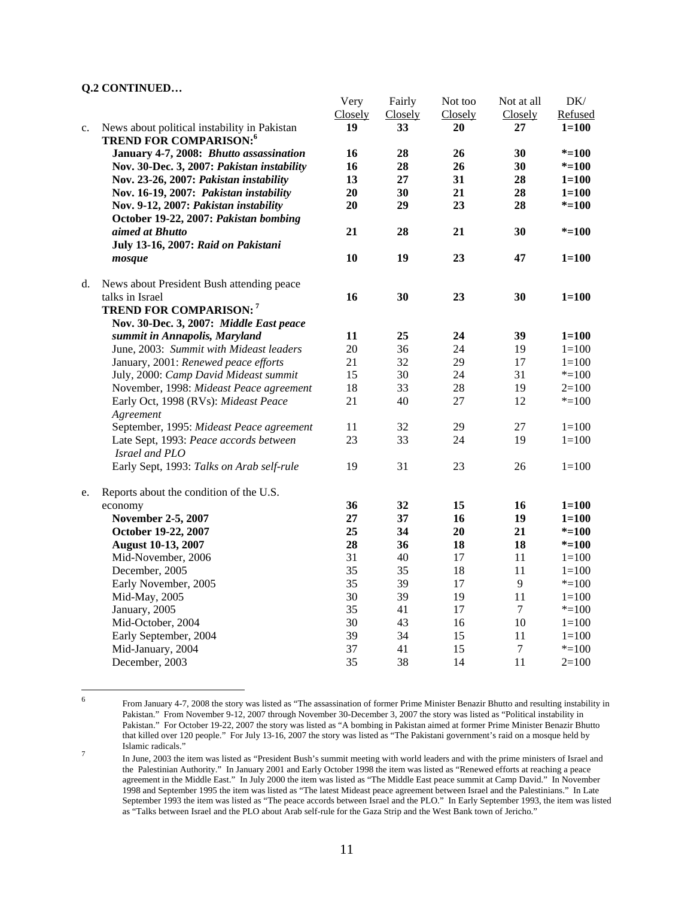**Q.2 CONTINUED…**

| | | Very Closely | Fairly Closely | Not too Closely | Not at all Closely | DK/ Refused |
|---|---|---|---|---|---|---|
| c. | News about political instability in Pakistan | **19** | **33** | **20** | **27** | **1=100** |
| | **TREND FOR COMPARISON:**[6] | | | | | |
| | **January 4-7, 2008: *Bhutto assassination*** | **16** | **28** | **26** | **30** | ***=100** |
| | **Nov. 30-Dec. 3, 2007: *Pakistan instability*** | **16** | **28** | **26** | **30** | ***=100** |
| | **Nov. 23-26, 2007: *Pakistan instability*** | **13** | **27** | **31** | **28** | **1=100** |
| | **Nov. 16-19, 2007: *Pakistan instability*** | **20** | **30** | **21** | **28** | **1=100** |
| | **Nov. 9-12, 2007: *Pakistan instability*** | **20** | **29** | **23** | **28** | ***=100** |
| | **October 19-22, 2007: *Pakistan bombing aimed at Bhutto*** | **21** | **28** | **21** | **30** | ***=100** |
| | **July 13-16, 2007: *Raid on Pakistani mosque*** | **10** | **19** | **23** | **47** | **1=100** |
| d. | News about President Bush attending peace talks in Israel | **16** | **30** | **23** | **30** | **1=100** |
| | **TREND FOR COMPARISON:**[7] | | | | | |
| | **Nov. 30-Dec. 3, 2007: *Middle East peace summit in Annapolis, Maryland*** | **11** | **25** | **24** | **39** | **1=100** |
| | June, 2003: *Summit with Mideast leaders* | 20 | 36 | 24 | 19 | 1=100 |
| | January, 2001: *Renewed peace efforts* | 21 | 32 | 29 | 17 | 1=100 |
| | July, 2000: *Camp David Mideast summit* | 15 | 30 | 24 | 31 | *=100 |
| | November, 1998: *Mideast Peace agreement* | 18 | 33 | 28 | 19 | 2=100 |
| | Early Oct, 1998 (RVs): *Mideast Peace Agreement* | 21 | 40 | 27 | 12 | *=100 |
| | September, 1995: *Mideast Peace agreement* | 11 | 32 | 29 | 27 | 1=100 |
| | Late Sept, 1993: *Peace accords between Israel and PLO* | 23 | 33 | 24 | 19 | 1=100 |
| | Early Sept, 1993: *Talks on Arab self-rule* | 19 | 31 | 23 | 26 | 1=100 |
| e. | Reports about the condition of the U.S. economy | **36** | **32** | **15** | **16** | **1=100** |
| | **November 2-5, 2007** | **27** | **37** | **16** | **19** | **1=100** |
| | **October 19-22, 2007** | **25** | **34** | **20** | **21** | ***=100** |
| | **August 10-13, 2007** | **28** | **36** | **18** | **18** | ***=100** |
| | Mid-November, 2006 | 31 | 40 | 17 | 11 | 1=100 |
| | December, 2005 | 35 | 35 | 18 | 11 | 1=100 |
| | Early November, 2005 | 35 | 39 | 17 | 9 | *=100 |
| | Mid-May, 2005 | 30 | 39 | 19 | 11 | 1=100 |
| | January, 2005 | 35 | 41 | 17 | 7 | *=100 |
| | Mid-October, 2004 | 30 | 43 | 16 | 10 | 1=100 |
| | Early September, 2004 | 39 | 34 | 15 | 11 | 1=100 |
| | Mid-January, 2004 | 37 | 41 | 15 | 7 | *=100 |
| | December, 2003 | 35 | 38 | 14 | 11 | 2=100 |

[6] From January 4-7, 2008 the story was listed as "The assassination of former Prime Minister Benazir Bhutto and resulting instability in Pakistan." From November 9-12, 2007 through November 30-December 3, 2007 the story was listed as "Political instability in Pakistan." For October 19-22, 2007 the story was listed as "A bombing in Pakistan aimed at former Prime Minister Benazir Bhutto that killed over 120 people." For July 13-16, 2007 the story was listed as "The Pakistani government's raid on a mosque held by Islamic radicals."

[7] In June, 2003 the item was listed as "President Bush's summit meeting with world leaders and with the prime ministers of Israel and the Palestinian Authority." In January 2001 and Early October 1998 the item was listed as "Renewed efforts at reaching a peace agreement in the Middle East." In July 2000 the item was listed as "The Middle East peace summit at Camp David." In November 1998 and September 1995 the item was listed as "The latest Mideast peace agreement between Israel and the Palestinians." In Late September 1993 the item was listed as "The peace accords between Israel and the PLO." In Early September 1993, the item was listed as "Talks between Israel and the PLO about Arab self-rule for the Gaza Strip and the West Bank town of Jericho."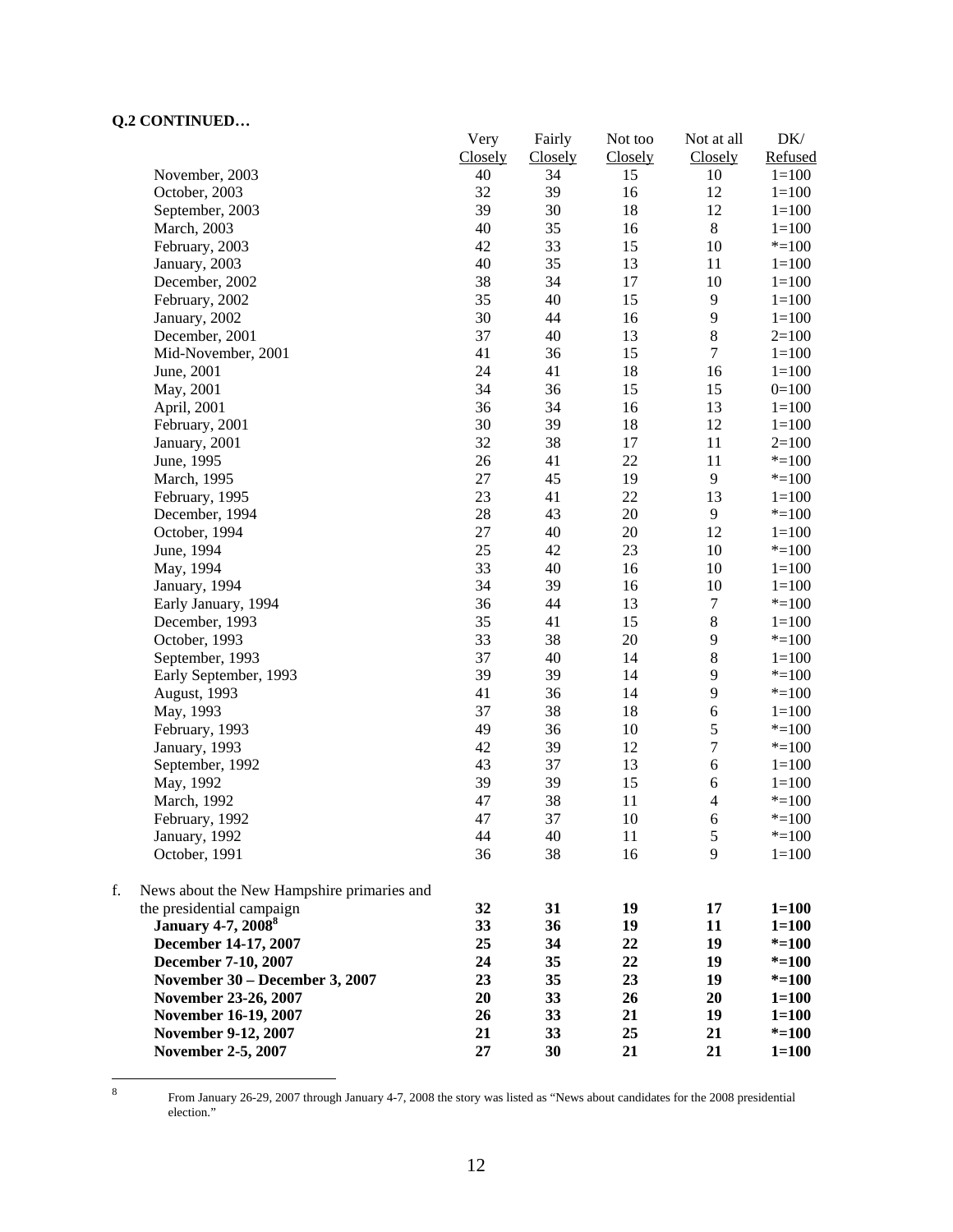**Q.2 CONTINUED…**

| | Very Closely | Fairly Closely | Not too Closely | Not at all Closely | DK/ Refused |
|---|---|---|---|---|---|
| November, 2003 | 40 | 34 | 15 | 10 | 1=100 |
| October, 2003 | 32 | 39 | 16 | 12 | 1=100 |
| September, 2003 | 39 | 30 | 18 | 12 | 1=100 |
| March, 2003 | 40 | 35 | 16 | 8 | 1=100 |
| February, 2003 | 42 | 33 | 15 | 10 | *=100 |
| January, 2003 | 40 | 35 | 13 | 11 | 1=100 |
| December, 2002 | 38 | 34 | 17 | 10 | 1=100 |
| February, 2002 | 35 | 40 | 15 | 9 | 1=100 |
| January, 2002 | 30 | 44 | 16 | 9 | 1=100 |
| December, 2001 | 37 | 40 | 13 | 8 | 2=100 |
| Mid-November, 2001 | 41 | 36 | 15 | 7 | 1=100 |
| June, 2001 | 24 | 41 | 18 | 16 | 1=100 |
| May, 2001 | 34 | 36 | 15 | 15 | 0=100 |
| April, 2001 | 36 | 34 | 16 | 13 | 1=100 |
| February, 2001 | 30 | 39 | 18 | 12 | 1=100 |
| January, 2001 | 32 | 38 | 17 | 11 | 2=100 |
| June, 1995 | 26 | 41 | 22 | 11 | *=100 |
| March, 1995 | 27 | 45 | 19 | 9 | *=100 |
| February, 1995 | 23 | 41 | 22 | 13 | 1=100 |
| December, 1994 | 28 | 43 | 20 | 9 | *=100 |
| October, 1994 | 27 | 40 | 20 | 12 | 1=100 |
| June, 1994 | 25 | 42 | 23 | 10 | *=100 |
| May, 1994 | 33 | 40 | 16 | 10 | 1=100 |
| January, 1994 | 34 | 39 | 16 | 10 | 1=100 |
| Early January, 1994 | 36 | 44 | 13 | 7 | *=100 |
| December, 1993 | 35 | 41 | 15 | 8 | 1=100 |
| October, 1993 | 33 | 38 | 20 | 9 | *=100 |
| September, 1993 | 37 | 40 | 14 | 8 | 1=100 |
| Early September, 1993 | 39 | 39 | 14 | 9 | *=100 |
| August, 1993 | 41 | 36 | 14 | 9 | *=100 |
| May, 1993 | 37 | 38 | 18 | 6 | 1=100 |
| February, 1993 | 49 | 36 | 10 | 5 | *=100 |
| January, 1993 | 42 | 39 | 12 | 7 | *=100 |
| September, 1992 | 43 | 37 | 13 | 6 | 1=100 |
| May, 1992 | 39 | 39 | 15 | 6 | 1=100 |
| March, 1992 | 47 | 38 | 11 | 4 | *=100 |
| February, 1992 | 47 | 37 | 10 | 6 | *=100 |
| January, 1992 | 44 | 40 | 11 | 5 | *=100 |
| October, 1991 | 36 | 38 | 16 | 9 | 1=100 |
| f. News about the New Hampshire primaries and the presidential campaign | **32** | **31** | **19** | **17** | **1=100** |
| **January 4-7, 2008**[8] | **33** | **36** | **19** | **11** | **1=100** |
| **December 14-17, 2007** | **25** | **34** | **22** | **19** | ***=100** |
| **December 7-10, 2007** | **24** | **35** | **22** | **19** | ***=100** |
| **November 30 – December 3, 2007** | **23** | **35** | **23** | **19** | ***=100** |
| **November 23-26, 2007** | **20** | **33** | **26** | **20** | **1=100** |
| **November 16-19, 2007** | **26** | **33** | **21** | **19** | **1=100** |
| **November 9-12, 2007** | **21** | **33** | **25** | **21** | ***=100** |
| **November 2-5, 2007** | **27** | **30** | **21** | **21** | **1=100** |

[8] From January 26-29, 2007 through January 4-7, 2008 the story was listed as "News about candidates for the 2008 presidential election."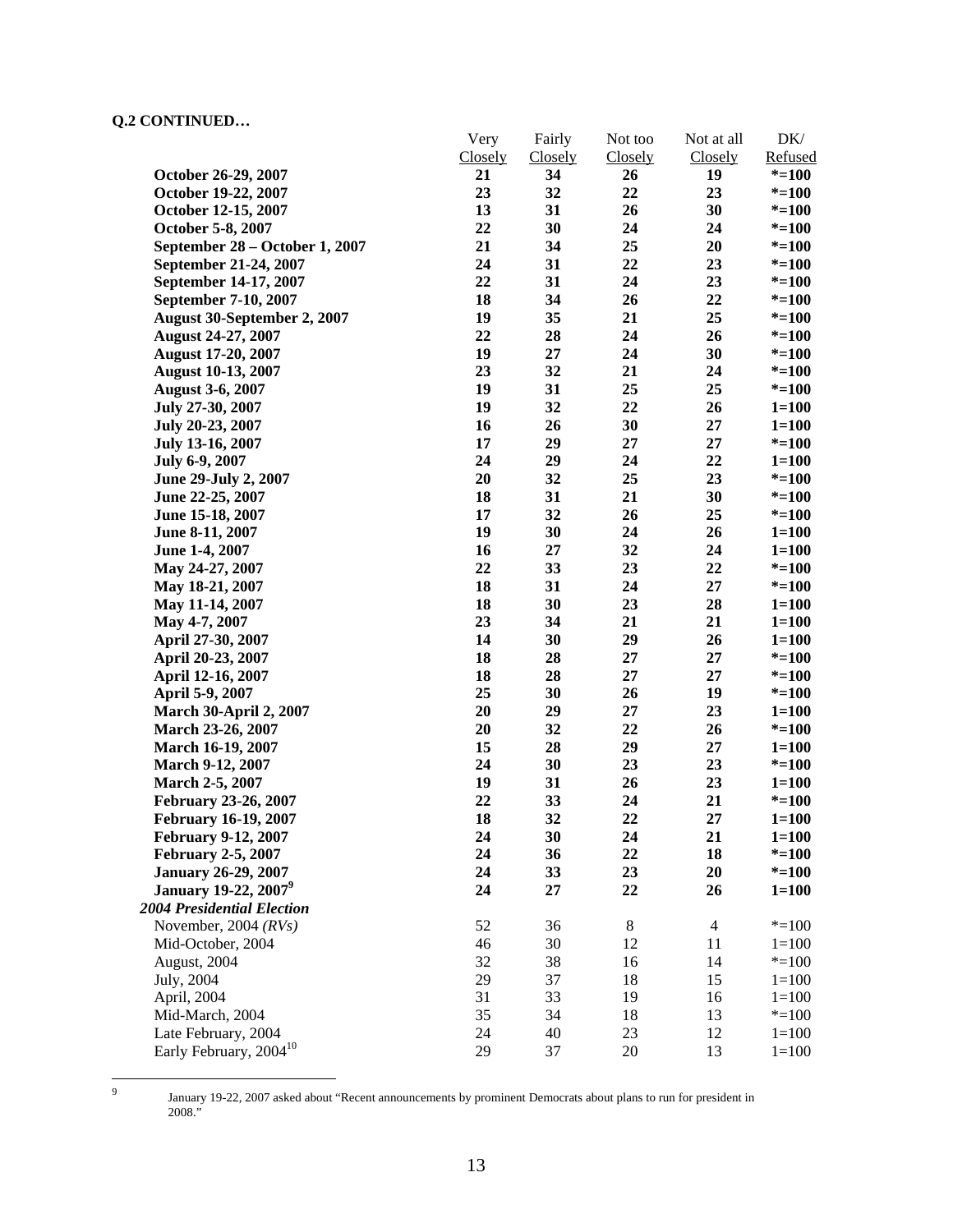**Q.2 CONTINUED…**

| | Very Closely | Fairly Closely | Not too Closely | Not at all Closely | DK/ Refused |
|---|---|---|---|---|---|
| **October 26-29, 2007** | **21** | **34** | **26** | **19** | **\*=100** |
| **October 19-22, 2007** | **23** | **32** | **22** | **23** | **\*=100** |
| **October 12-15, 2007** | **13** | **31** | **26** | **30** | **\*=100** |
| **October 5-8, 2007** | **22** | **30** | **24** | **24** | **\*=100** |
| **September 28 – October 1, 2007** | **21** | **34** | **25** | **20** | **\*=100** |
| **September 21-24, 2007** | **24** | **31** | **22** | **23** | **\*=100** |
| **September 14-17, 2007** | **22** | **31** | **24** | **23** | **\*=100** |
| **September 7-10, 2007** | **18** | **34** | **26** | **22** | **\*=100** |
| **August 30-September 2, 2007** | **19** | **35** | **21** | **25** | **\*=100** |
| **August 24-27, 2007** | **22** | **28** | **24** | **26** | **\*=100** |
| **August 17-20, 2007** | **19** | **27** | **24** | **30** | **\*=100** |
| **August 10-13, 2007** | **23** | **32** | **21** | **24** | **\*=100** |
| **August 3-6, 2007** | **19** | **31** | **25** | **25** | **\*=100** |
| **July 27-30, 2007** | **19** | **32** | **22** | **26** | **1=100** |
| **July 20-23, 2007** | **16** | **26** | **30** | **27** | **1=100** |
| **July 13-16, 2007** | **17** | **29** | **27** | **27** | **\*=100** |
| **July 6-9, 2007** | **24** | **29** | **24** | **22** | **1=100** |
| **June 29-July 2, 2007** | **20** | **32** | **25** | **23** | **\*=100** |
| **June 22-25, 2007** | **18** | **31** | **21** | **30** | **\*=100** |
| **June 15-18, 2007** | **17** | **32** | **26** | **25** | **\*=100** |
| **June 8-11, 2007** | **19** | **30** | **24** | **26** | **1=100** |
| **June 1-4, 2007** | **16** | **27** | **32** | **24** | **1=100** |
| **May 24-27, 2007** | **22** | **33** | **23** | **22** | **\*=100** |
| **May 18-21, 2007** | **18** | **31** | **24** | **27** | **\*=100** |
| **May 11-14, 2007** | **18** | **30** | **23** | **28** | **1=100** |
| **May 4-7, 2007** | **23** | **34** | **21** | **21** | **1=100** |
| **April 27-30, 2007** | **14** | **30** | **29** | **26** | **1=100** |
| **April 20-23, 2007** | **18** | **28** | **27** | **27** | **\*=100** |
| **April 12-16, 2007** | **18** | **28** | **27** | **27** | **\*=100** |
| **April 5-9, 2007** | **25** | **30** | **26** | **19** | **\*=100** |
| **March 30-April 2, 2007** | **20** | **29** | **27** | **23** | **1=100** |
| **March 23-26, 2007** | **20** | **32** | **22** | **26** | **\*=100** |
| **March 16-19, 2007** | **15** | **28** | **29** | **27** | **1=100** |
| **March 9-12, 2007** | **24** | **30** | **23** | **23** | **\*=100** |
| **March 2-5, 2007** | **19** | **31** | **26** | **23** | **1=100** |
| **February 23-26, 2007** | **22** | **33** | **24** | **21** | **\*=100** |
| **February 16-19, 2007** | **18** | **32** | **22** | **27** | **1=100** |
| **February 9-12, 2007** | **24** | **30** | **24** | **21** | **1=100** |
| **February 2-5, 2007** | **24** | **36** | **22** | **18** | **\*=100** |
| **January 26-29, 2007** | **24** | **33** | **23** | **20** | **\*=100** |
| **January 19-22, 2007[9]** | **24** | **27** | **22** | **26** | **1=100** |
| ***2004 Presidential Election*** | | | | | |
| November, 2004 *(RVs)* | 52 | 36 | 8 | 4 | *=100 |
| Mid-October, 2004 | 46 | 30 | 12 | 11 | 1=100 |
| August, 2004 | 32 | 38 | 16 | 14 | *=100 |
| July, 2004 | 29 | 37 | 18 | 15 | 1=100 |
| April, 2004 | 31 | 33 | 19 | 16 | 1=100 |
| Mid-March, 2004 | 35 | 34 | 18 | 13 | *=100 |
| Late February, 2004 | 24 | 40 | 23 | 12 | 1=100 |
| Early February, 2004[10] | 29 | 37 | 20 | 13 | 1=100 |

[9] January 19-22, 2007 asked about "Recent announcements by prominent Democrats about plans to run for president in 2008."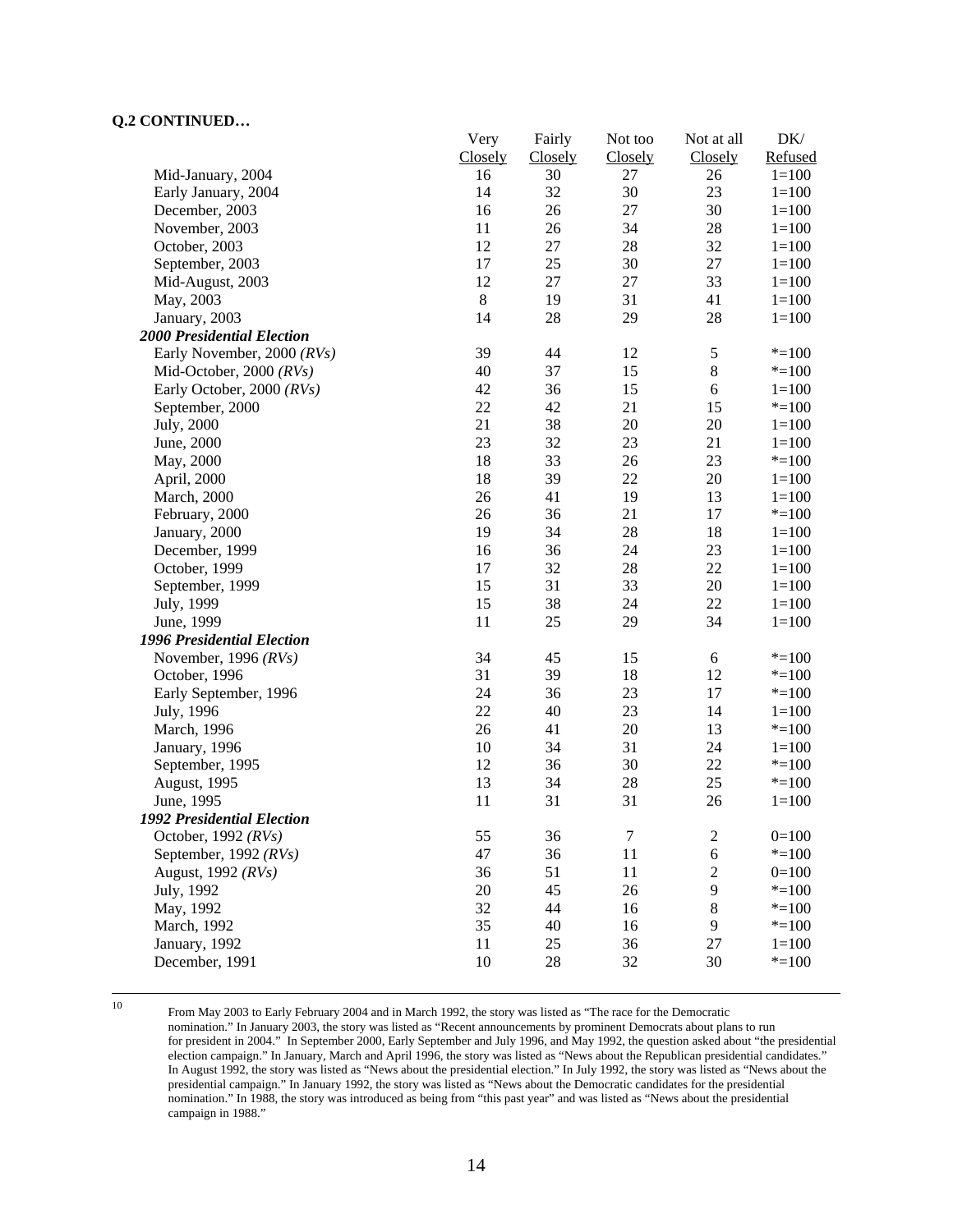**Q.2 CONTINUED…**

| | Very Closely | Fairly Closely | Not too Closely | Not at all Closely | DK/ Refused |
|---|---|---|---|---|---|
| Mid-January, 2004 | 16 | 30 | 27 | 26 | 1=100 |
| Early January, 2004 | 14 | 32 | 30 | 23 | 1=100 |
| December, 2003 | 16 | 26 | 27 | 30 | 1=100 |
| November, 2003 | 11 | 26 | 34 | 28 | 1=100 |
| October, 2003 | 12 | 27 | 28 | 32 | 1=100 |
| September, 2003 | 17 | 25 | 30 | 27 | 1=100 |
| Mid-August, 2003 | 12 | 27 | 27 | 33 | 1=100 |
| May, 2003 | 8 | 19 | 31 | 41 | 1=100 |
| January, 2003 | 14 | 28 | 29 | 28 | 1=100 |
| ***2000 Presidential Election*** | | | | | |
| Early November, 2000 *(RVs)* | 39 | 44 | 12 | 5 | *=100 |
| Mid-October, 2000 *(RVs)* | 40 | 37 | 15 | 8 | *=100 |
| Early October, 2000 *(RVs)* | 42 | 36 | 15 | 6 | 1=100 |
| September, 2000 | 22 | 42 | 21 | 15 | *=100 |
| July, 2000 | 21 | 38 | 20 | 20 | 1=100 |
| June, 2000 | 23 | 32 | 23 | 21 | 1=100 |
| May, 2000 | 18 | 33 | 26 | 23 | *=100 |
| April, 2000 | 18 | 39 | 22 | 20 | 1=100 |
| March, 2000 | 26 | 41 | 19 | 13 | 1=100 |
| February, 2000 | 26 | 36 | 21 | 17 | *=100 |
| January, 2000 | 19 | 34 | 28 | 18 | 1=100 |
| December, 1999 | 16 | 36 | 24 | 23 | 1=100 |
| October, 1999 | 17 | 32 | 28 | 22 | 1=100 |
| September, 1999 | 15 | 31 | 33 | 20 | 1=100 |
| July, 1999 | 15 | 38 | 24 | 22 | 1=100 |
| June, 1999 | 11 | 25 | 29 | 34 | 1=100 |
| ***1996 Presidential Election*** | | | | | |
| November, 1996 *(RVs)* | 34 | 45 | 15 | 6 | *=100 |
| October, 1996 | 31 | 39 | 18 | 12 | *=100 |
| Early September, 1996 | 24 | 36 | 23 | 17 | *=100 |
| July, 1996 | 22 | 40 | 23 | 14 | 1=100 |
| March, 1996 | 26 | 41 | 20 | 13 | *=100 |
| January, 1996 | 10 | 34 | 31 | 24 | 1=100 |
| September, 1995 | 12 | 36 | 30 | 22 | *=100 |
| August, 1995 | 13 | 34 | 28 | 25 | *=100 |
| June, 1995 | 11 | 31 | 31 | 26 | 1=100 |
| ***1992 Presidential Election*** | | | | | |
| October, 1992 *(RVs)* | 55 | 36 | 7 | 2 | 0=100 |
| September, 1992 *(RVs)* | 47 | 36 | 11 | 6 | *=100 |
| August, 1992 *(RVs)* | 36 | 51 | 11 | 2 | 0=100 |
| July, 1992 | 20 | 45 | 26 | 9 | *=100 |
| May, 1992 | 32 | 44 | 16 | 8 | *=100 |
| March, 1992 | 35 | 40 | 16 | 9 | *=100 |
| January, 1992 | 11 | 25 | 36 | 27 | 1=100 |
| December, 1991 | 10 | 28 | 32 | 30 | *=100 |

[10] From May 2003 to Early February 2004 and in March 1992, the story was listed as "The race for the Democratic nomination." In January 2003, the story was listed as "Recent announcements by prominent Democrats about plans to run for president in 2004." In September 2000, Early September and July 1996, and May 1992, the question asked about "the presidential election campaign." In January, March and April 1996, the story was listed as "News about the Republican presidential candidates." In August 1992, the story was listed as "News about the presidential election." In July 1992, the story was listed as "News about the presidential campaign." In January 1992, the story was listed as "News about the Democratic candidates for the presidential nomination." In 1988, the story was introduced as being from "this past year" and was listed as "News about the presidential campaign in 1988."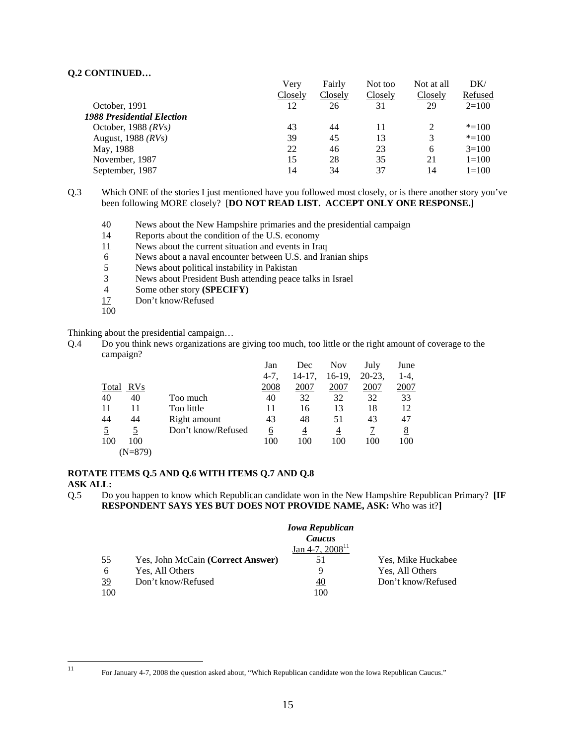**Q.2 CONTINUED…**

| | Very Closely | Fairly Closely | Not too Closely | Not at all Closely | DK/ Refused |
|---|---|---|---|---|---|
| October, 1991 | 12 | 26 | 31 | 29 | 2=100 |
| ***1988 Presidential Election*** | | | | | |
| October, 1988 *(RVs)* | 43 | 44 | 11 | 2 | *=100 |
| August, 1988 *(RVs)* | 39 | 45 | 13 | 3 | *=100 |
| May, 1988 | 22 | 46 | 23 | 6 | 3=100 |
| November, 1987 | 15 | 28 | 35 | 21 | 1=100 |
| September, 1987 | 14 | 34 | 37 | 14 | 1=100 |

Q.3 Which ONE of the stories I just mentioned have you followed most closely, or is there another story you've been following MORE closely? [**DO NOT READ LIST. ACCEPT ONLY ONE RESPONSE.]**

| | |
|---|---|
| 40 | News about the New Hampshire primaries and the presidential campaign |
| 14 | Reports about the condition of the U.S. economy |
| 11 | News about the current situation and events in Iraq |
| 6 | News about a naval encounter between U.S. and Iranian ships |
| 5 | News about political instability in Pakistan |
| 3 | News about President Bush attending peace talks in Israel |
| 4 | Some other story **(SPECIFY)** |
| 17 | Don't know/Refused |
| 100 | |

Thinking about the presidential campaign…

Q.4 Do you think news organizations are giving too much, too little or the right amount of coverage to the campaign?

| Total | RVs | | Jan 4-7, 2008 | Dec 14-17, 2007 | Nov 16-19, 2007 | July 20-23, 2007 | June 1-4, 2007 |
|---|---|---|---|---|---|---|---|
| 40 | 40 | Too much | 40 | 32 | 32 | 32 | 33 |
| 11 | 11 | Too little | 11 | 16 | 13 | 18 | 12 |
| 44 | 44 | Right amount | 43 | 48 | 51 | 43 | 47 |
| 5 | 5 | Don't know/Refused | 6 | 4 | 4 | 7 | 8 |
| 100 | 100 | | 100 | 100 | 100 | 100 | 100 |
| | (N=879) | | | | | | |

**ROTATE ITEMS Q.5 AND Q.6 WITH ITEMS Q.7 AND Q.8**

**ASK ALL:**

Q.5 Do you happen to know which Republican candidate won in the New Hampshire Republican Primary? **[IF RESPONDENT SAYS YES BUT DOES NOT PROVIDE NAME, ASK:** Who was it?**]**

| | | ***Iowa Republican Caucus*** Jan 4-7, 2008[11] | |
|---|---|---|---|
| 55 | Yes, John McCain **(Correct Answer)** | 51 | Yes, Mike Huckabee |
| 6 | Yes, All Others | 9 | Yes, All Others |
| 39 | Don't know/Refused | 40 | Don't know/Refused |
| 100 | | 100 | |

[11] For January 4-7, 2008 the question asked about, "Which Republican candidate won the Iowa Republican Caucus."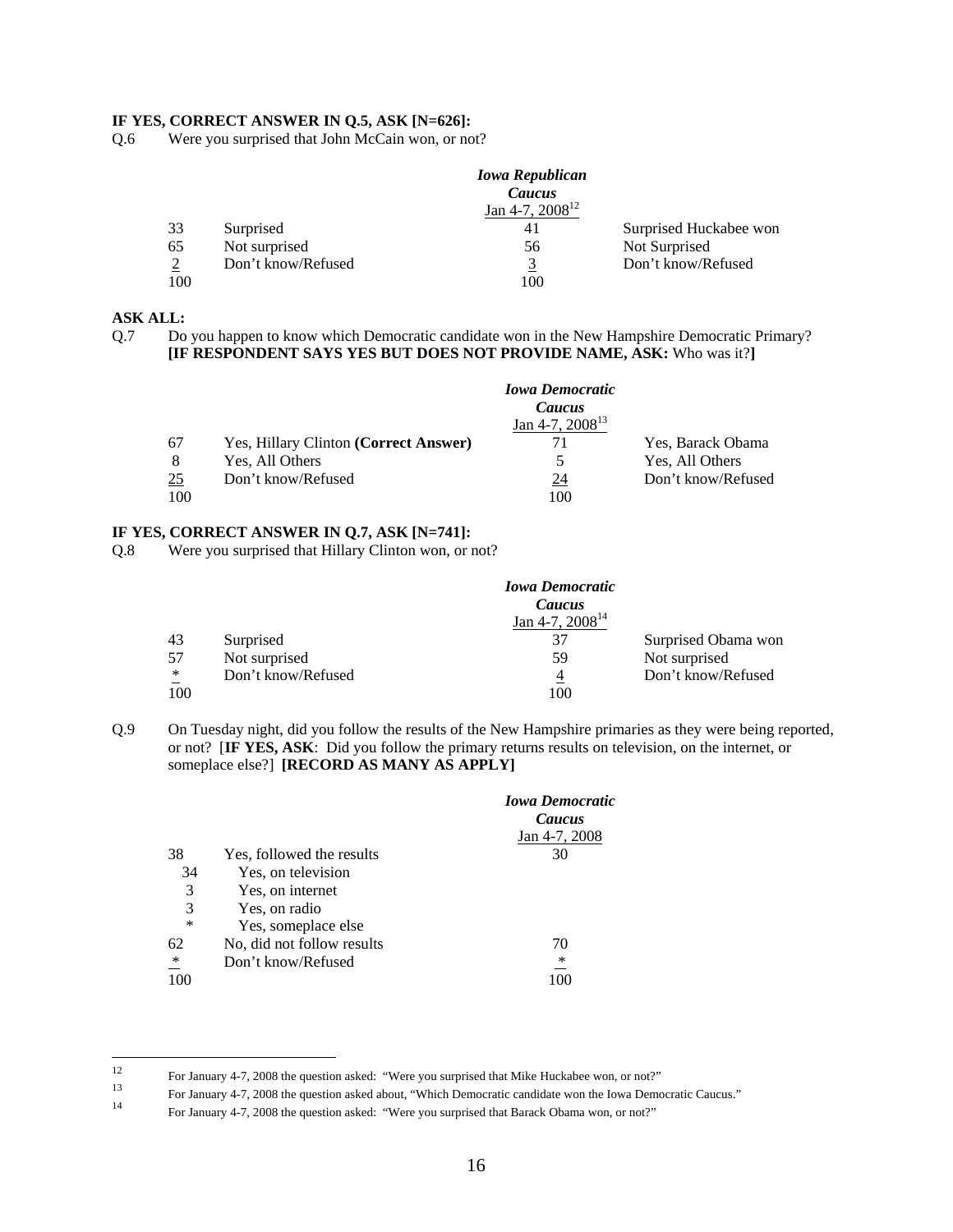**IF YES, CORRECT ANSWER IN Q.5, ASK [N=626]:**

Q.6 Were you surprised that John McCain won, or not?

| | | *Iowa Republican Caucus* Jan 4-7, 2008[12] | |
|---|---|---|---|
| 33 | Surprised | 41 | Surprised Huckabee won |
| 65 | Not surprised | 56 | Not Surprised |
| 2 | Don't know/Refused | 3 | Don't know/Refused |
| 100 | | 100 | |

**ASK ALL:**

Q.7 Do you happen to know which Democratic candidate won in the New Hampshire Democratic Primary? **[IF RESPONDENT SAYS YES BUT DOES NOT PROVIDE NAME, ASK:** Who was it?**]**

| | | *Iowa Democratic Caucus* Jan 4-7, 2008[13] | |
|---|---|---|---|
| 67 | Yes, Hillary Clinton **(Correct Answer)** | 71 | Yes, Barack Obama |
| 8 | Yes, All Others | 5 | Yes, All Others |
| 25 | Don't know/Refused | 24 | Don't know/Refused |
| 100 | | 100 | |

**IF YES, CORRECT ANSWER IN Q.7, ASK [N=741]:**

Q.8 Were you surprised that Hillary Clinton won, or not?

| | | *Iowa Democratic Caucus* Jan 4-7, 2008[14] | |
|---|---|---|---|
| 43 | Surprised | 37 | Surprised Obama won |
| 57 | Not surprised | 59 | Not surprised |
| * | Don't know/Refused | 4 | Don't know/Refused |
| 100 | | 100 | |

Q.9 On Tuesday night, did you follow the results of the New Hampshire primaries as they were being reported, or not? [**IF YES, ASK**: Did you follow the primary returns results on television, on the internet, or someplace else?] **[RECORD AS MANY AS APPLY]**

| | | *Iowa Democratic Caucus* Jan 4-7, 2008 |
|---|---|---|
| 38 | Yes, followed the results | 30 |
| 34 | Yes, on television | |
| 3 | Yes, on internet | |
| 3 | Yes, on radio | |
| * | Yes, someplace else | |
| 62 | No, did not follow results | 70 |
| * | Don't know/Refused | * |
| 100 | | 100 |

---

[12] For January 4-7, 2008 the question asked: "Were you surprised that Mike Huckabee won, or not?"

[13] For January 4-7, 2008 the question asked about, "Which Democratic candidate won the Iowa Democratic Caucus."

[14] For January 4-7, 2008 the question asked: "Were you surprised that Barack Obama won, or not?"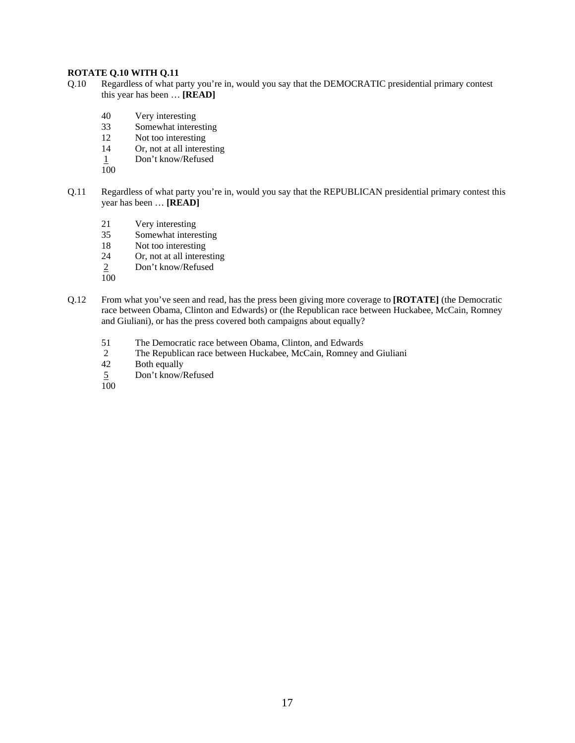**ROTATE Q.10 WITH Q.11**

Q.10 Regardless of what party you're in, would you say that the DEMOCRATIC presidential primary contest this year has been … **[READ]**

| | |
|---|---|
| 40 | Very interesting |
| 33 | Somewhat interesting |
| 12 | Not too interesting |
| 14 | Or, not at all interesting |
| 1 | Don't know/Refused |
| 100 | |

Q.11 Regardless of what party you're in, would you say that the REPUBLICAN presidential primary contest this year has been … **[READ]**

| | |
|---|---|
| 21 | Very interesting |
| 35 | Somewhat interesting |
| 18 | Not too interesting |
| 24 | Or, not at all interesting |
| 2 | Don't know/Refused |
| 100 | |

Q.12 From what you've seen and read, has the press been giving more coverage to **[ROTATE]** (the Democratic race between Obama, Clinton and Edwards) or (the Republican race between Huckabee, McCain, Romney and Giuliani), or has the press covered both campaigns about equally?

| | |
|---|---|
| 51 | The Democratic race between Obama, Clinton, and Edwards |
| 2 | The Republican race between Huckabee, McCain, Romney and Giuliani |
| 42 | Both equally |
| 5 | Don't know/Refused |
| 100 | |